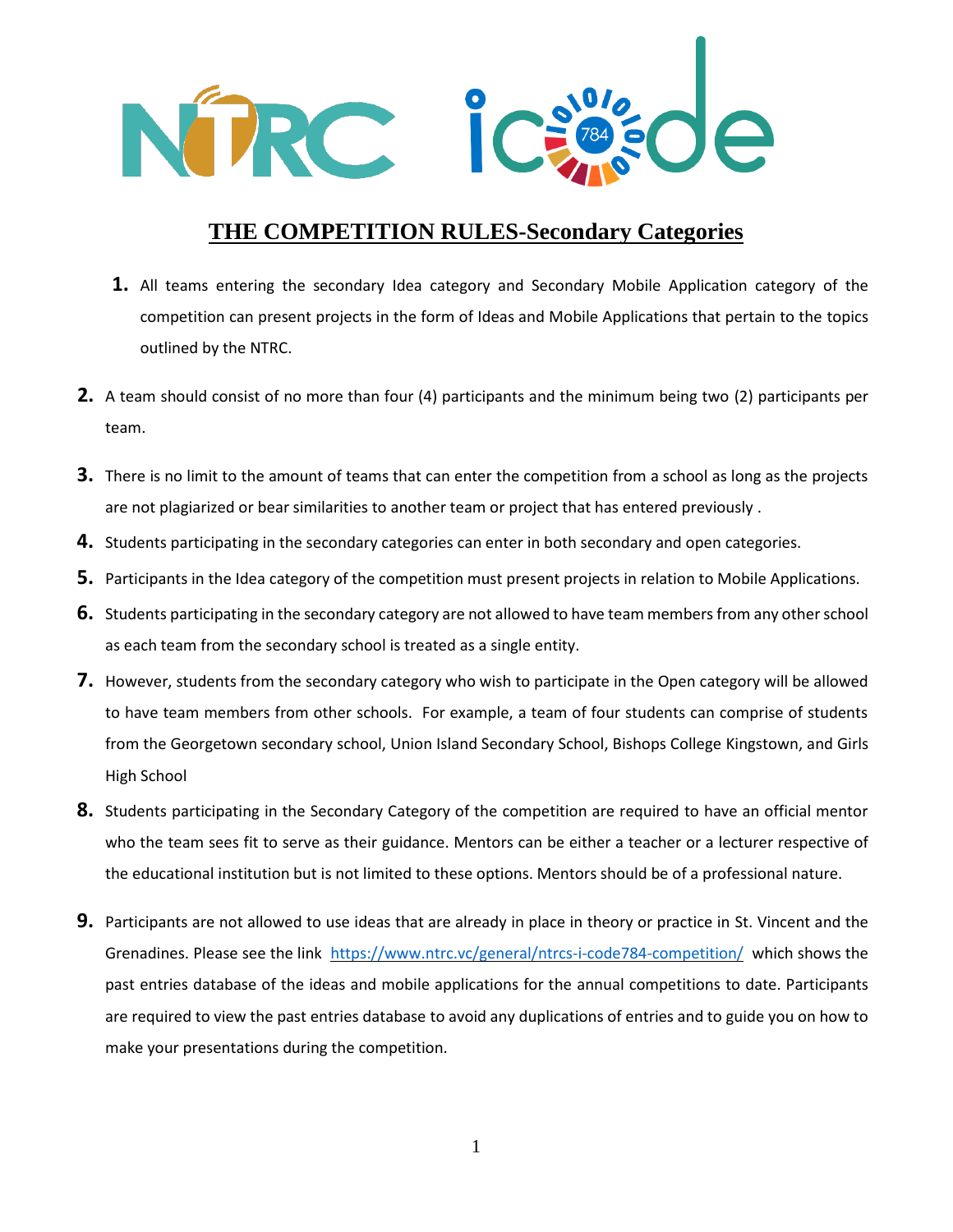# THE COMPETITION RULES-Secondary Categories

1. All teams entering the secondary Idea category and Secondary Mobile Application category of the competition can present projects in the form of Ideas and Mobile Applications that pertain to the topics outlined by the NTRC.

2. A team should consist of no more than four (4) participants and the minimum being two (2) participants per team.

3. There is no limit to the amount of teams that can enter the competition from a school as long as the projects are not plagiarized or bear similarities to another team or project that has entered previously .

4. Students participating in the secondary categories can enter in both secondary and open categories.

5. Participants in the Idea category of the competition must present projects in relation to Mobile Applications.

6. Students participating in the secondary category are not allowed to have team members from any other school as each team from the secondary school is treated as a single entity.

7. However, students from the secondary category who wish to participate in the Open category will be allowed to have team members from other schools. For example, a team of four students can comprise of students from the Georgetown secondary school, Union Island Secondary School, Bishops College Kingstown, and Girls High School

8. Students participating in the Secondary Category of the competition are required to have an official mentor who the team sees fit to serve as their guidance. Mentors can be either a teacher or a lecturer respective of the educational institution but is not limited to these options. Mentors should be of a professional nature.

9. Participants are not allowed to use ideas that are already in place in theory or practice in St. Vincent and the Grenadines. Please see the link https://www.ntrc.vc/general/ntrcs-i-code784-competition/ which shows the past entries database of the ideas and mobile applications for the annual competitions to date. Participants are required to view the past entries database to avoid any duplications of entries and to guide you on how to make your presentations during the competition.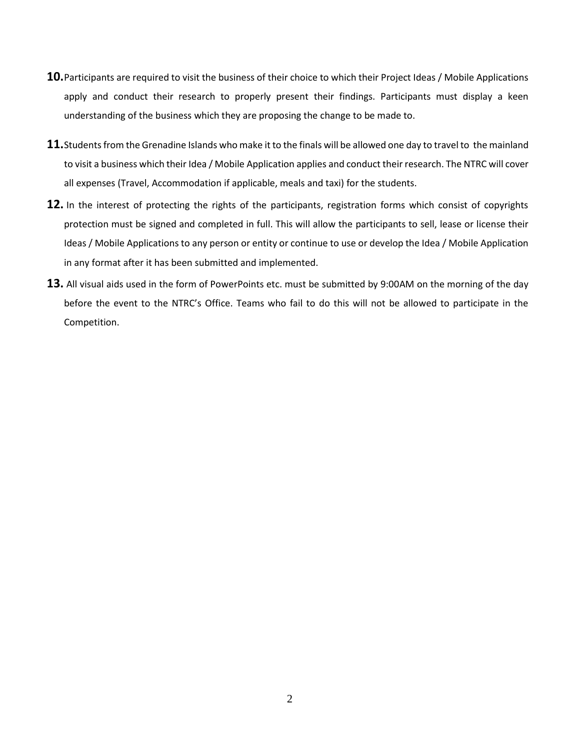10. Participants are required to visit the business of their choice to which their Project Ideas / Mobile Applications apply and conduct their research to properly present their findings. Participants must display a keen understanding of the business which they are proposing the change to be made to.

11. Students from the Grenadine Islands who make it to the finals will be allowed one day to travel to the mainland to visit a business which their Idea / Mobile Application applies and conduct their research. The NTRC will cover all expenses (Travel, Accommodation if applicable, meals and taxi) for the students.

12. In the interest of protecting the rights of the participants, registration forms which consist of copyrights protection must be signed and completed in full. This will allow the participants to sell, lease or license their Ideas / Mobile Applications to any person or entity or continue to use or develop the Idea / Mobile Application in any format after it has been submitted and implemented.

13. All visual aids used in the form of PowerPoints etc. must be submitted by 9:00AM on the morning of the day before the event to the NTRC's Office. Teams who fail to do this will not be allowed to participate in the Competition.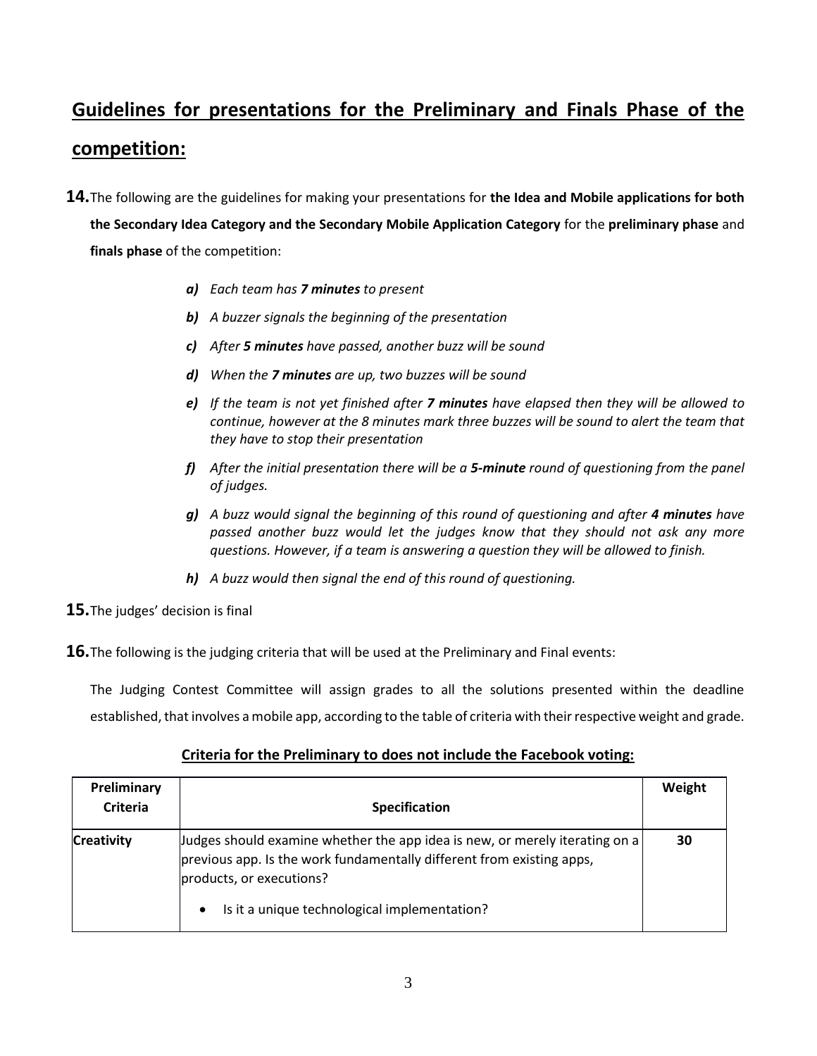## Guidelines for presentations for the Preliminary and Finals Phase of the competition:

**14.** The following are the guidelines for making your presentations for **the Idea and Mobile applications for both the Secondary Idea Category and the Secondary Mobile Application Category** for the **preliminary phase** and **finals phase** of the competition:

- ***a)*** *Each team has **7 minutes** to present*
- ***b)*** *A buzzer signals the beginning of the presentation*
- ***c)*** *After **5 minutes** have passed, another buzz will be sound*
- ***d)*** *When the **7 minutes** are up, two buzzes will be sound*
- ***e)*** *If the team is not yet finished after **7 minutes** have elapsed then they will be allowed to continue, however at the 8 minutes mark three buzzes will be sound to alert the team that they have to stop their presentation*
- ***f)*** *After the initial presentation there will be a **5-minute** round of questioning from the panel of judges.*
- ***g)*** *A buzz would signal the beginning of this round of questioning and after **4 minutes** have passed another buzz would let the judges know that they should not ask any more questions. However, if a team is answering a question they will be allowed to finish.*
- ***h)*** *A buzz would then signal the end of this round of questioning.*

**15.** The judges' decision is final

**16.** The following is the judging criteria that will be used at the Preliminary and Final events:

The Judging Contest Committee will assign grades to all the solutions presented within the deadline established, that involves a mobile app, according to the table of criteria with their respective weight and grade.

**Criteria for the Preliminary to does not include the Facebook voting:**

| Preliminary Criteria | Specification | Weight |
|---|---|---|
| **Creativity** | Judges should examine whether the app idea is new, or merely iterating on a previous app. Is the work fundamentally different from existing apps, products, or executions?<br>• Is it a unique technological implementation? | **30** |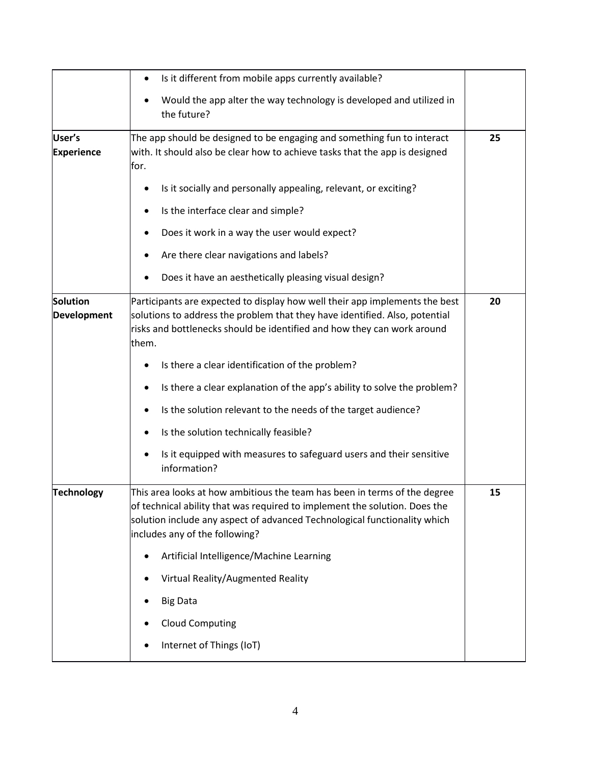| | | |
|---|---|---|
| | • Is it different from mobile apps currently available?<br>• Would the app alter the way technology is developed and utilized in the future? | |
| **User's Experience** | The app should be designed to be engaging and something fun to interact with. It should also be clear how to achieve tasks that the app is designed for.<br>• Is it socially and personally appealing, relevant, or exciting?<br>• Is the interface clear and simple?<br>• Does it work in a way the user would expect?<br>• Are there clear navigations and labels?<br>• Does it have an aesthetically pleasing visual design? | **25** |
| **Solution Development** | Participants are expected to display how well their app implements the best solutions to address the problem that they have identified. Also, potential risks and bottlenecks should be identified and how they can work around them.<br>• Is there a clear identification of the problem?<br>• Is there a clear explanation of the app's ability to solve the problem?<br>• Is the solution relevant to the needs of the target audience?<br>• Is the solution technically feasible?<br>• Is it equipped with measures to safeguard users and their sensitive information? | **20** |
| **Technology** | This area looks at how ambitious the team has been in terms of the degree of technical ability that was required to implement the solution. Does the solution include any aspect of advanced Technological functionality which includes any of the following?<br>• Artificial Intelligence/Machine Learning<br>• Virtual Reality/Augmented Reality<br>• Big Data<br>• Cloud Computing<br>• Internet of Things (IoT) | **15** |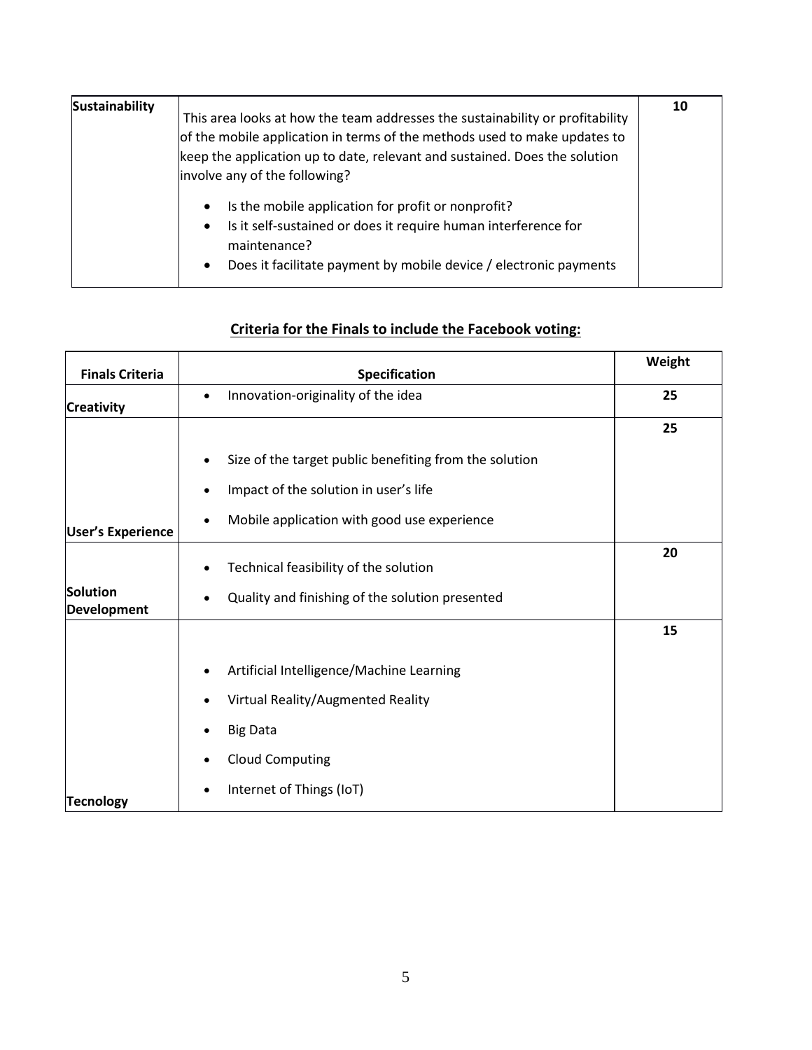| | | |
|---|---|---|
| **Sustainability** | This area looks at how the team addresses the sustainability or profitability of the mobile application in terms of the methods used to make updates to keep the application up to date, relevant and sustained. Does the solution involve any of the following?<br>• Is the mobile application for profit or nonprofit?<br>• Is it self-sustained or does it require human interference for maintenance?<br>• Does it facilitate payment by mobile device / electronic payments | **10** |

## Criteria for the Finals to include the Facebook voting:

| **Finals Criteria** | **Specification** | **Weight** |
|---|---|---|
| **Creativity** | • Innovation-originality of the idea | **25** |
| **User's Experience** | • Size of the target public benefiting from the solution<br>• Impact of the solution in user's life<br>• Mobile application with good use experience | **25** |
| **Solution Development** | • Technical feasibility of the solution<br>• Quality and finishing of the solution presented | **20** |
| **Tecnology** | • Artificial Intelligence/Machine Learning<br>• Virtual Reality/Augmented Reality<br>• Big Data<br>• Cloud Computing<br>• Internet of Things (IoT) | **15** |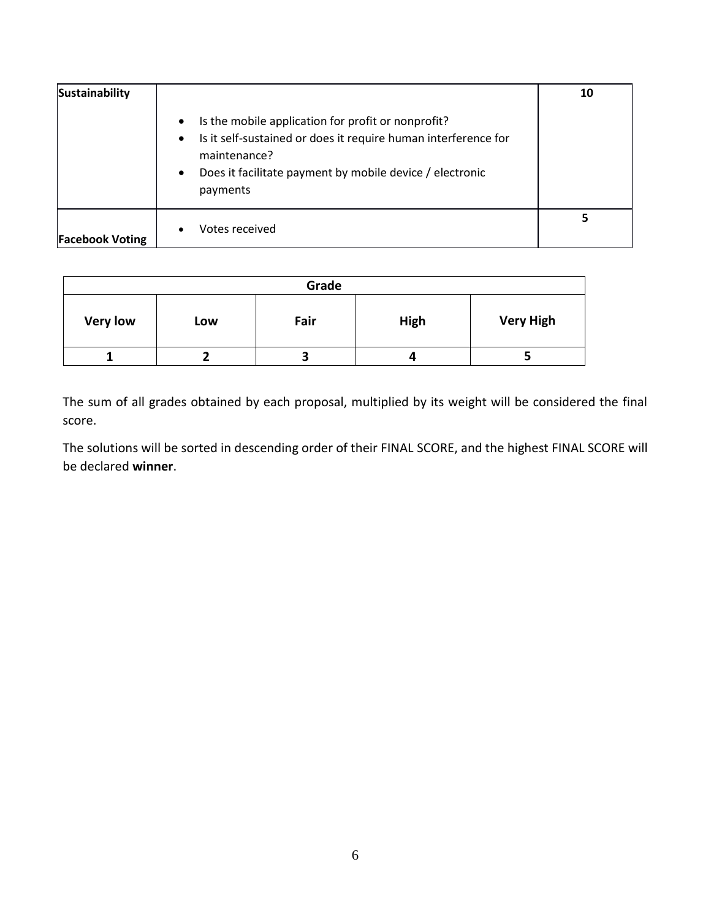| | | |
|---|---|---|
| **Sustainability** | • Is the mobile application for profit or nonprofit?<br>• Is it self-sustained or does it require human interference for maintenance?<br>• Does it facilitate payment by mobile device / electronic payments | **10** |
| **Facebook Voting** | • Votes received | **5** |

| **Grade** | | | | |
|---|---|---|---|---|
| **Very low** | **Low** | **Fair** | **High** | **Very High** |
| **1** | **2** | **3** | **4** | **5** |

The sum of all grades obtained by each proposal, multiplied by its weight will be considered the final score.

The solutions will be sorted in descending order of their FINAL SCORE, and the highest FINAL SCORE will be declared **winner**.